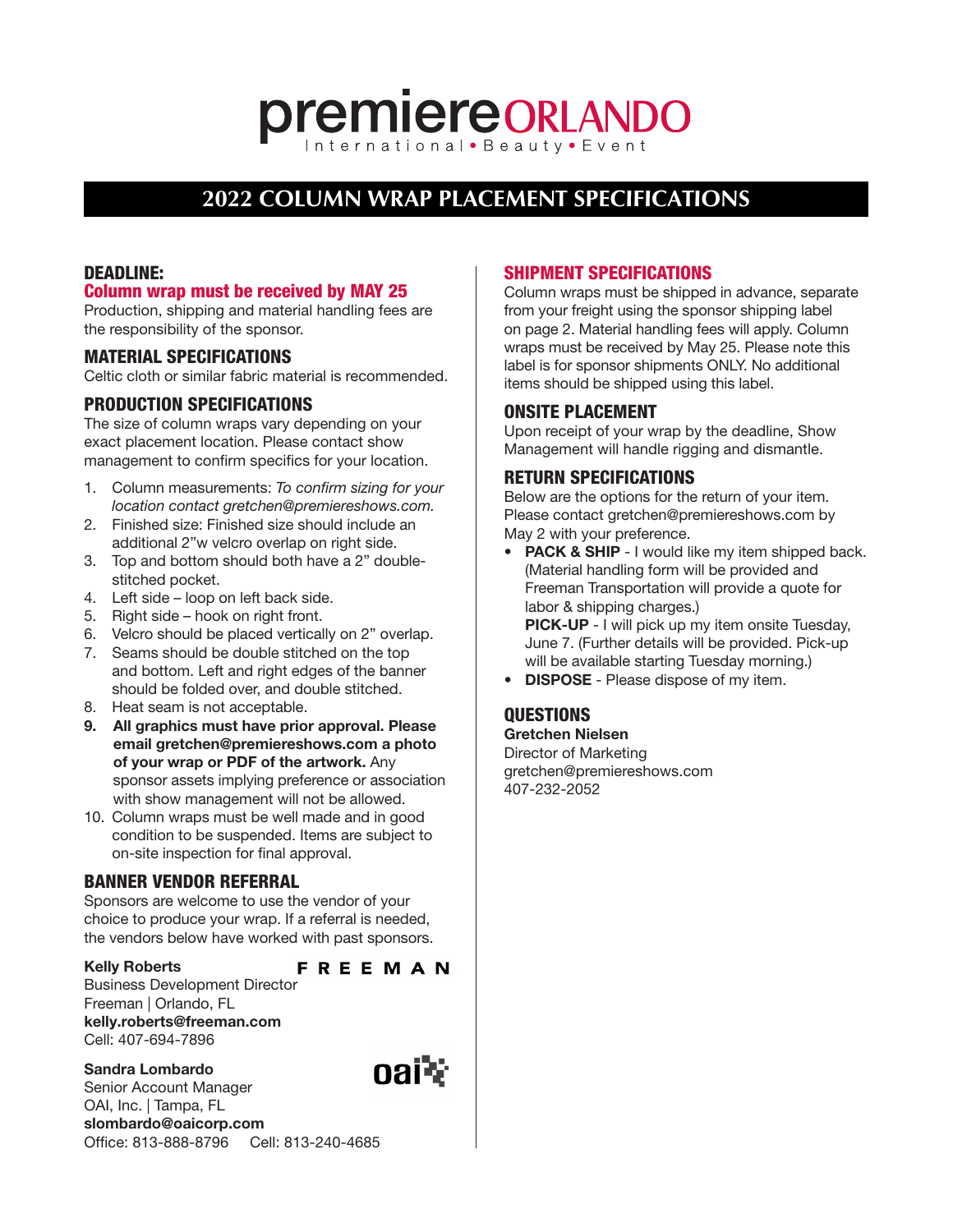# premiere ORLANDO

International • Beauty • Event

## 2022 COLUMN WRAP PLACEMENT SPECIFICATIONS

### DEADLINE:

**Column wrap must be received by MAY 25**

Production, shipping and material handling fees are the responsibility of the sponsor.

### MATERIAL SPECIFICATIONS

Celtic cloth or similar fabric material is recommended.

### PRODUCTION SPECIFICATIONS

The size of column wraps vary depending on your exact placement location. Please contact show management to confirm specifics for your location.

1. Column measurements: *To confirm sizing for your location contact gretchen@premiereshows.com.*
2. Finished size: Finished size should include an additional 2"w velcro overlap on right side.
3. Top and bottom should both have a 2" double-stitched pocket.
4. Left side – loop on left back side.
5. Right side – hook on right front.
6. Velcro should be placed vertically on 2" overlap.
7. Seams should be double stitched on the top and bottom. Left and right edges of the banner should be folded over, and double stitched.
8. Heat seam is not acceptable.
9. **All graphics must have prior approval. Please email gretchen@premiereshows.com a photo of your wrap or PDF of the artwork.** Any sponsor assets implying preference or association with show management will not be allowed.
10. Column wraps must be well made and in good condition to be suspended. Items are subject to on-site inspection for final approval.

### BANNER VENDOR REFERRAL

Sponsors are welcome to use the vendor of your choice to produce your wrap. If a referral is needed, the vendors below have worked with past sponsors.

**Kelly Roberts**
Business Development Director
Freeman | Orlando, FL
**kelly.roberts@freeman.com**
Cell: 407-694-7896

FREEMAN

**Sandra Lombardo**
Senior Account Manager
OAI, Inc. | Tampa, FL
**slombardo@oaicorp.com**
Office: 813-888-8796 Cell: 813-240-4685

oai

### SHIPMENT SPECIFICATIONS

Column wraps must be shipped in advance, separate from your freight using the sponsor shipping label on page 2. Material handling fees will apply. Column wraps must be received by May 25. Please note this label is for sponsor shipments ONLY. No additional items should be shipped using this label.

### ONSITE PLACEMENT

Upon receipt of your wrap by the deadline, Show Management will handle rigging and dismantle.

### RETURN SPECIFICATIONS

Below are the options for the return of your item. Please contact gretchen@premiereshows.com by May 2 with your preference.

- **PACK & SHIP** - I would like my item shipped back. (Material handling form will be provided and Freeman Transportation will provide a quote for labor & shipping charges.)
  **PICK-UP** - I will pick up my item onsite Tuesday, June 7. (Further details will be provided. Pick-up will be available starting Tuesday morning.)
- **DISPOSE** - Please dispose of my item.

### QUESTIONS

**Gretchen Nielsen**
Director of Marketing
gretchen@premiereshows.com
407-232-2052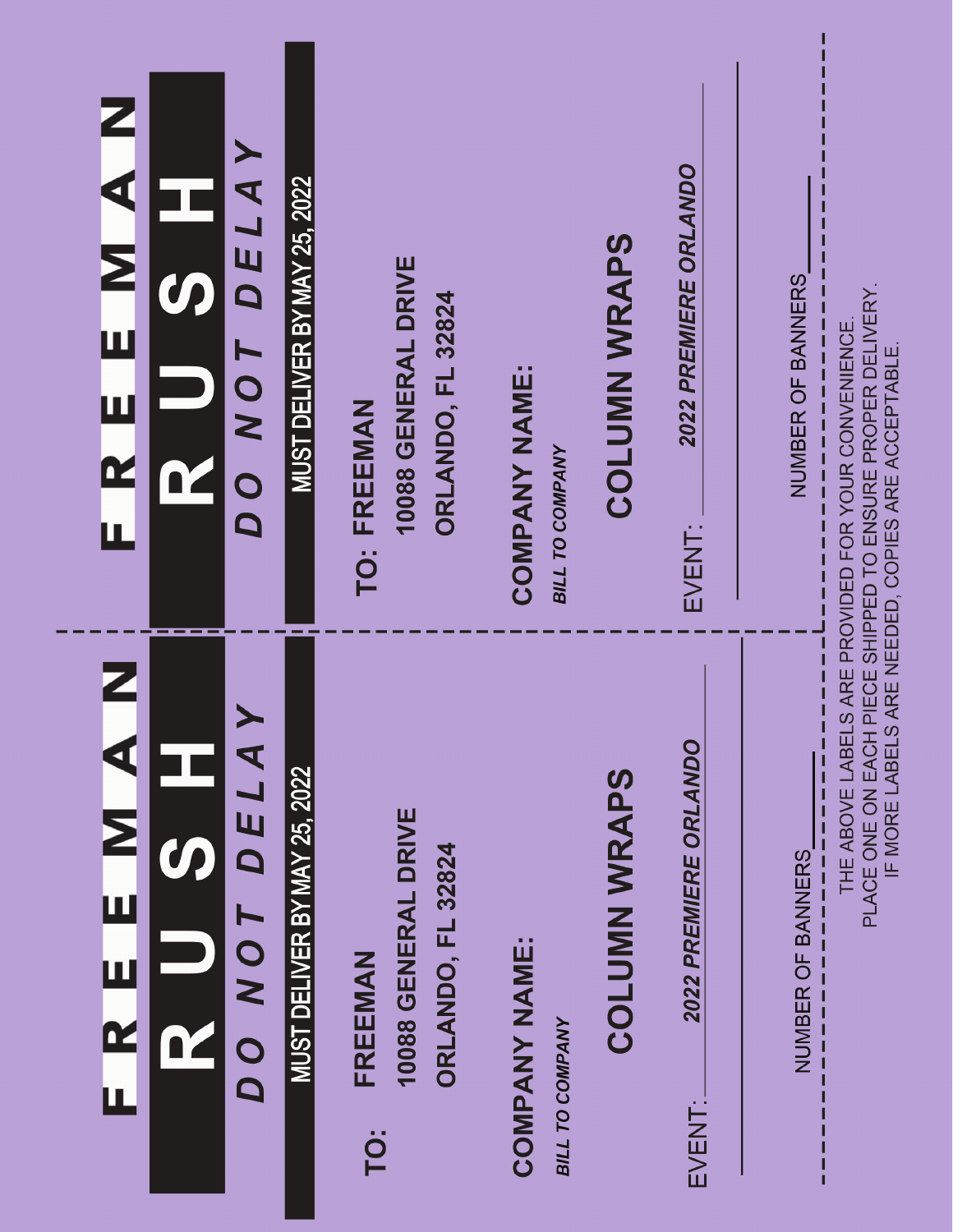# FREEMAN

# RUSH

*DO NOT DELAY*

**MUST DELIVER BY MAY 25, 2022**

**TO: FREEMAN**
**10088 GENERAL DRIVE**
**ORLANDO, FL 32824**

**COMPANY NAME:**

***BILL TO COMPANY***

## COLUMN WRAPS

EVENT: ***2022 PREMIERE ORLANDO***

NUMBER OF BANNERS_______

---

# FREEMAN

# RUSH

*DO NOT DELAY*

**MUST DELIVER BY MAY 25, 2022**

**TO: FREEMAN**
**10088 GENERAL DRIVE**
**ORLANDO, FL 32824**

**COMPANY NAME:**

***BILL TO COMPANY***

## COLUMN WRAPS

EVENT: ***2022 PREMIERE ORLANDO***

NUMBER OF BANNERS_______

---

THE ABOVE LABELS ARE PROVIDED FOR YOUR CONVENIENCE.
PLACE ONE ON EACH PIECE SHIPPED TO ENSURE PROPER DELIVERY.
IF MORE LABELS ARE NEEDED, COPIES ARE ACCEPTABLE.